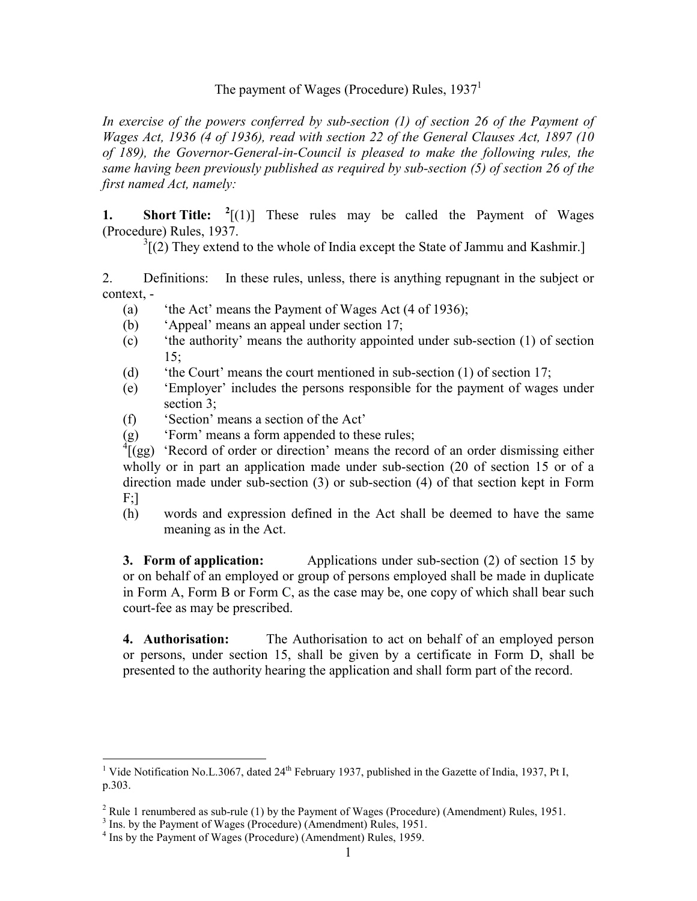# The payment of Wages (Procedure) Rules, 1937[1]

*In exercise of the powers conferred by sub-section (1) of section 26 of the Payment of Wages Act, 1936 (4 of 1936), read with section 22 of the General Clauses Act, 1897 (10 of 189), the Governor-General-in-Council is pleased to make the following rules, the same having been previously published as required by sub-section (5) of section 26 of the first named Act, namely:*

**1. Short Title:** [2][(1)] These rules may be called the Payment of Wages (Procedure) Rules, 1937.

[3][(2) They extend to the whole of India except the State of Jammu and Kashmir.]

2. Definitions: In these rules, unless, there is anything repugnant in the subject or context, -

(a) 'the Act' means the Payment of Wages Act (4 of 1936);
(b) 'Appeal' means an appeal under section 17;
(c) 'the authority' means the authority appointed under sub-section (1) of section 15;
(d) 'the Court' means the court mentioned in sub-section (1) of section 17;
(e) 'Employer' includes the persons responsible for the payment of wages under section 3;
(f) 'Section' means a section of the Act'
(g) 'Form' means a form appended to these rules;

[4][(gg) 'Record of order or direction' means the record of an order dismissing either wholly or in part an application made under sub-section (20 of section 15 or of a direction made under sub-section (3) or sub-section (4) of that section kept in Form F;]

(h) words and expression defined in the Act shall be deemed to have the same meaning as in the Act.

**3. Form of application:** Applications under sub-section (2) of section 15 by or on behalf of an employed or group of persons employed shall be made in duplicate in Form A, Form B or Form C, as the case may be, one copy of which shall bear such court-fee as may be prescribed.

**4. Authorisation:** The Authorisation to act on behalf of an employed person or persons, under section 15, shall be given by a certificate in Form D, shall be presented to the authority hearing the application and shall form part of the record.

---

[1] Vide Notification No.L.3067, dated 24th February 1937, published in the Gazette of India, 1937, Pt I, p.303.

[2] Rule 1 renumbered as sub-rule (1) by the Payment of Wages (Procedure) (Amendment) Rules, 1951.

[3] Ins. by the Payment of Wages (Procedure) (Amendment) Rules, 1951.

[4] Ins by the Payment of Wages (Procedure) (Amendment) Rules, 1959.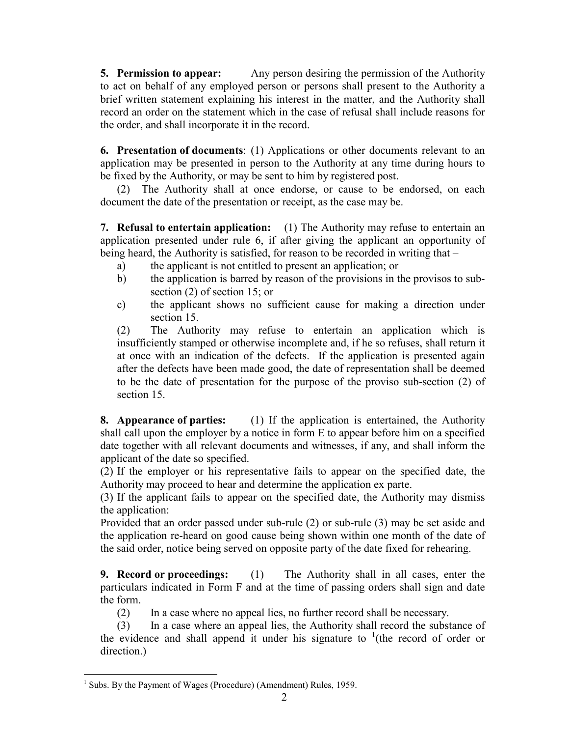**5. Permission to appear:** Any person desiring the permission of the Authority to act on behalf of any employed person or persons shall present to the Authority a brief written statement explaining his interest in the matter, and the Authority shall record an order on the statement which in the case of refusal shall include reasons for the order, and shall incorporate it in the record.

**6. Presentation of documents**: (1) Applications or other documents relevant to an application may be presented in person to the Authority at any time during hours to be fixed by the Authority, or may be sent to him by registered post.

(2) The Authority shall at once endorse, or cause to be endorsed, on each document the date of the presentation or receipt, as the case may be.

**7. Refusal to entertain application:** (1) The Authority may refuse to entertain an application presented under rule 6, if after giving the applicant an opportunity of being heard, the Authority is satisfied, for reason to be recorded in writing that –

a) the applicant is not entitled to present an application; or
b) the application is barred by reason of the provisos in the provisos to sub-section (2) of section 15; or
c) the applicant shows no sufficient cause for making a direction under section 15.

(2) The Authority may refuse to entertain an application which is insufficiently stamped or otherwise incomplete and, if he so refuses, shall return it at once with an indication of the defects. If the application is presented again after the defects have been made good, the date of representation shall be deemed to be the date of presentation for the purpose of the proviso sub-section (2) of section 15.

**8. Appearance of parties:** (1) If the application is entertained, the Authority shall call upon the employer by a notice in form E to appear before him on a specified date together with all relevant documents and witnesses, if any, and shall inform the applicant of the date so specified.

(2) If the employer or his representative fails to appear on the specified date, the Authority may proceed to hear and determine the application ex parte.

(3) If the applicant fails to appear on the specified date, the Authority may dismiss the application:

Provided that an order passed under sub-rule (2) or sub-rule (3) may be set aside and the application re-heard on good cause being shown within one month of the date of the said order, notice being served on opposite party of the date fixed for rehearing.

**9. Record or proceedings:** (1) The Authority shall in all cases, enter the particulars indicated in Form F and at the time of passing orders shall sign and date the form.

(2) In a case where no appeal lies, no further record shall be necessary.

(3) In a case where an appeal lies, the Authority shall record the substance of the evidence and shall append it under his signature to [1](the record of order or direction.)

---

[1] Subs. By the Payment of Wages (Procedure) (Amendment) Rules, 1959.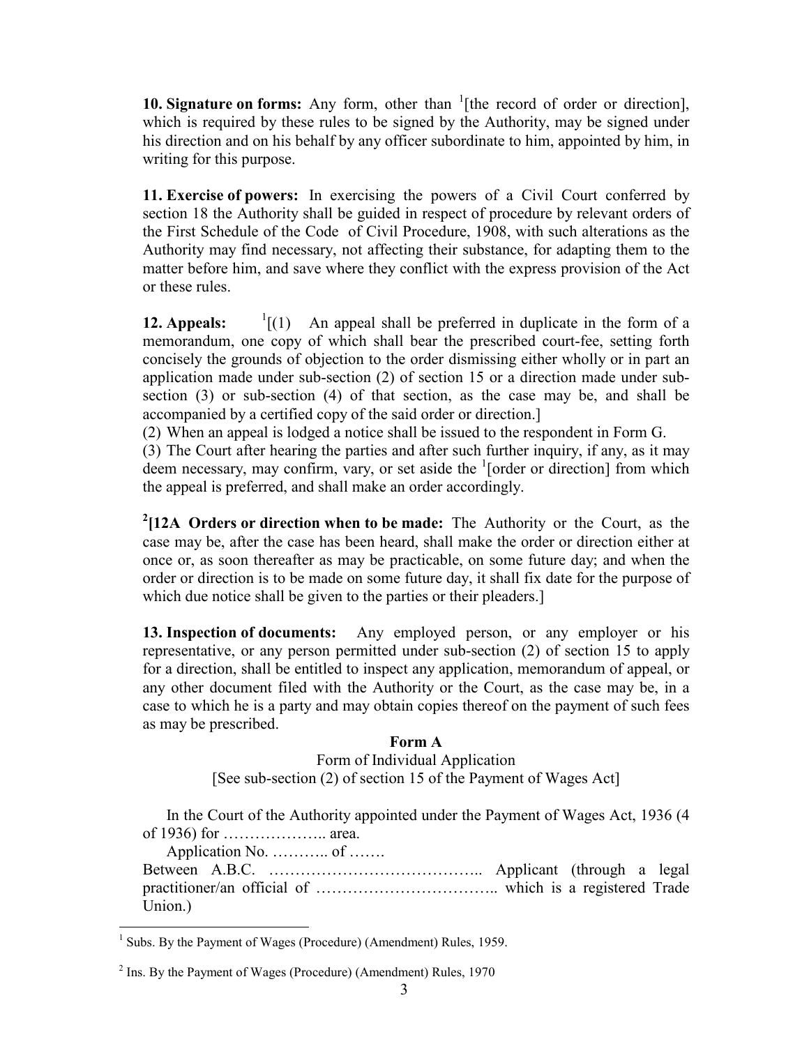**10. Signature on forms:** Any form, other than [1][the record of order or direction], which is required by these rules to be signed by the Authority, may be signed under his direction and on his behalf by any officer subordinate to him, appointed by him, in writing for this purpose.

**11. Exercise of powers:** In exercising the powers of a Civil Court conferred by section 18 the Authority shall be guided in respect of procedure by relevant orders of the First Schedule of the Code of Civil Procedure, 1908, with such alterations as the Authority may find necessary, not affecting their substance, for adapting them to the matter before him, and save where they conflict with the express provision of the Act or these rules.

**12. Appeals:** [1][(1) An appeal shall be preferred in duplicate in the form of a memorandum, one copy of which shall bear the prescribed court-fee, setting forth concisely the grounds of objection to the order dismissing either wholly or in part an application made under sub-section (2) of section 15 or a direction made under sub-section (3) or sub-section (4) of that section, as the case may be, and shall be accompanied by a certified copy of the said order or direction.]

(2) When an appeal is lodged a notice shall be issued to the respondent in Form G.

(3) The Court after hearing the parties and after such further inquiry, if any, as it may deem necessary, may confirm, vary, or set aside the [1][order or direction] from which the appeal is preferred, and shall make an order accordingly.

**[2][12A Orders or direction when to be made:** The Authority or the Court, as the case may be, after the case has been heard, shall make the order or direction either at once or, as soon thereafter as may be practicable, on some future day; and when the order or direction is to be made on some future day, it shall fix date for the purpose of which due notice shall be given to the parties or their pleaders.]

**13. Inspection of documents:** Any employed person, or any employer or his representative, or any person permitted under sub-section (2) of section 15 to apply for a direction, shall be entitled to inspect any application, memorandum of appeal, or any other document filed with the Authority or the Court, as the case may be, in a case to which he is a party and may obtain copies thereof on the payment of such fees as may be prescribed.

**Form A**

Form of Individual Application
[See sub-section (2) of section 15 of the Payment of Wages Act]

In the Court of the Authority appointed under the Payment of Wages Act, 1936 (4 of 1936) for ……………….. area.

Application No. ……….. of …….

Between A.B.C. ………………………………….. Applicant (through a legal practitioner/an official of …………………………….. which is a registered Trade Union.)

---

[1] Subs. By the Payment of Wages (Procedure) (Amendment) Rules, 1959.

[2] Ins. By the Payment of Wages (Procedure) (Amendment) Rules, 1970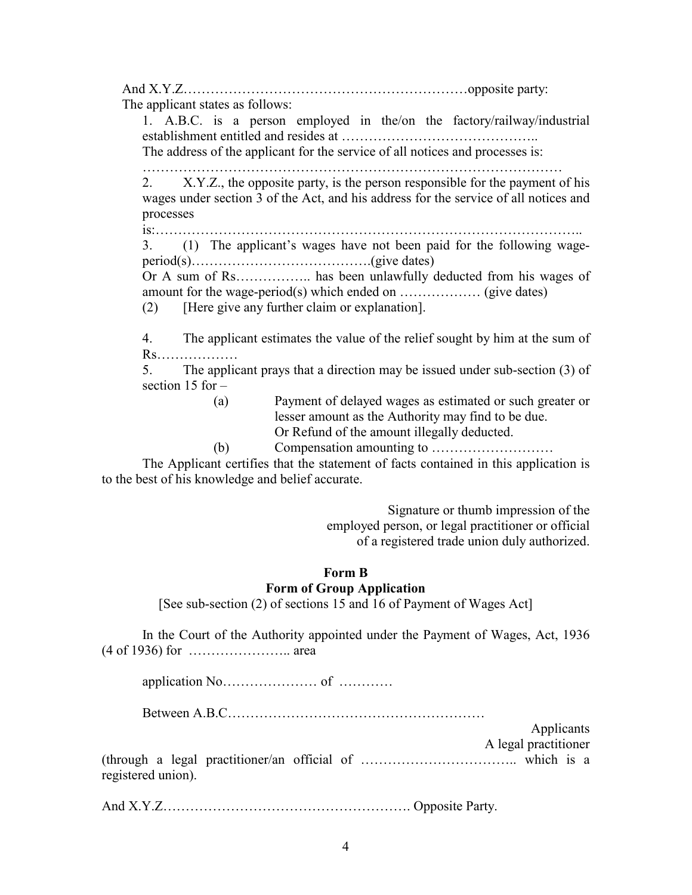And X.Y.Z………………………………………………………opposite party:

The applicant states as follows:

1. A.B.C. is a person employed in the/on the factory/railway/industrial establishment entitled and resides at ……………………………………..
The address of the applicant for the service of all notices and processes is:
………………………………………………………………………………

2. X.Y.Z., the opposite party, is the person responsible for the payment of his wages under section 3 of the Act, and his address for the service of all notices and processes is:…………………………………………………………………………………..

3. (1) The applicant's wages have not been paid for the following wage-period(s)………………………………….(give dates)
Or A sum of Rs…………….. has been unlawfully deducted from his wages of amount for the wage-period(s) which ended on ……………… (give dates)
(2) [Here give any further claim or explanation].

4. The applicant estimates the value of the relief sought by him at the sum of Rs………………

5. The applicant prays that a direction may be issued under sub-section (3) of section 15 for –
(a) Payment of delayed wages as estimated or such greater or lesser amount as the Authority may find to be due.
Or Refund of the amount illegally deducted.
(b) Compensation amounting to ………………………

The Applicant certifies that the statement of facts contained in this application is to the best of his knowledge and belief accurate.

Signature or thumb impression of the employed person, or legal practitioner or official of a registered trade union duly authorized.

## Form B

## Form of Group Application

[See sub-section (2) of sections 15 and 16 of Payment of Wages Act]

In the Court of the Authority appointed under the Payment of Wages, Act, 1936 (4 of 1936) for ………………….. area

application No………………… of …………

Between A.B.C…………………………………………………

Applicants
A legal practitioner

(through a legal practitioner/an official of …………………………….. which is a registered union).

And X.Y.Z………………………………………………. Opposite Party.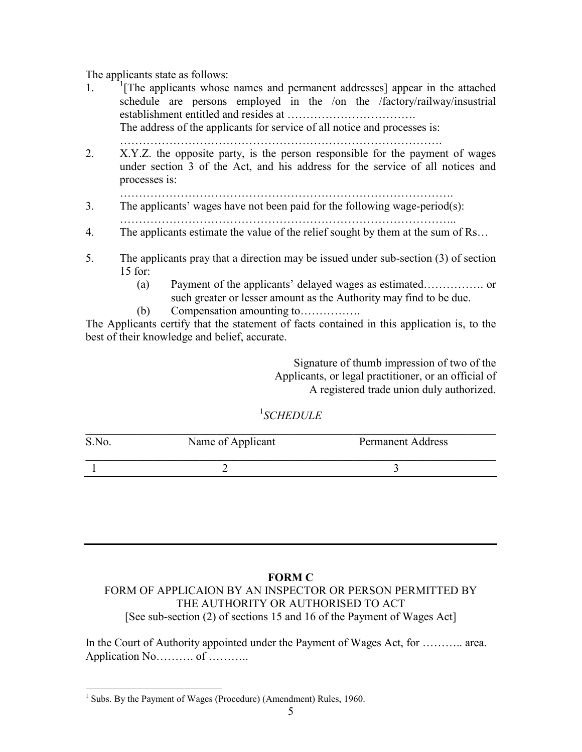The applicants state as follows:

1. [1][The applicants whose names and permanent addresses] appear in the attached schedule are persons employed in the /on the /factory/railway/insustrial establishment entitled and resides at …………………………….
   The address of the applicants for service of all notice and processes is: ……………………………………………………………………….
2. X.Y.Z. the opposite party, is the person responsible for the payment of wages under section 3 of the Act, and his address for the service of all notices and processes is: ………………………………………………………………………….
3. The applicants' wages have not been paid for the following wage-period(s): …………………………………………………………………………..
4. The applicants estimate the value of the relief sought by them at the sum of Rs…
5. The applicants pray that a direction may be issued under sub-section (3) of section 15 for:
   (a) Payment of the applicants' delayed wages as estimated……………. or such greater or lesser amount as the Authority may find to be due.
   (b) Compensation amounting to…………….

The Applicants certify that the statement of facts contained in this application is, to the best of their knowledge and belief, accurate.

Signature of thumb impression of two of the Applicants, or legal practitioner, or an official of A registered trade union duly authorized.

[1]*SCHEDULE*

| S.No. | Name of Applicant | Permanent Address |
|---|---|---|
| 1 | 2 | 3 |

---

**FORM C**

FORM OF APPLICAION BY AN INSPECTOR OR PERSON PERMITTED BY THE AUTHORITY OR AUTHORISED TO ACT
[See sub-section (2) of sections 15 and 16 of the Payment of Wages Act]

In the Court of Authority appointed under the Payment of Wages Act, for ……….. area.
Application No………. of ………..

[1] Subs. By the Payment of Wages (Procedure) (Amendment) Rules, 1960.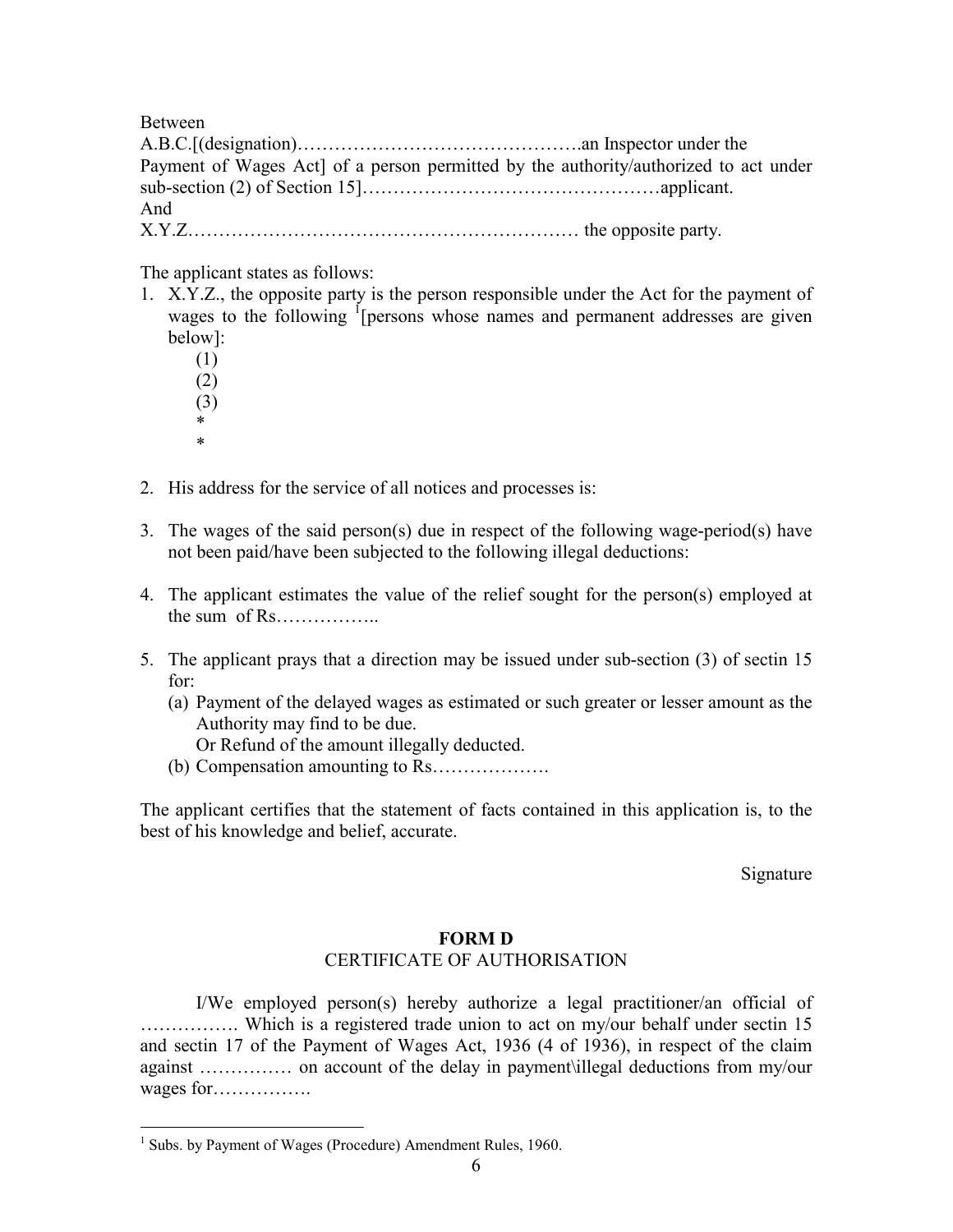Between

A.B.C.[(designation)……………………………………….an Inspector under the Payment of Wages Act] of a person permitted by the authority/authorized to act under sub-section (2) of Section 15]…………………………………………applicant.

And

X.Y.Z.……………………………………………………… the opposite party.

The applicant states as follows:

1. X.Y.Z., the opposite party is the person responsible under the Act for the payment of wages to the following [1][persons whose names and permanent addresses are given below]:

   (1)

   (2)

   (3)

   *

   *

2. His address for the service of all notices and processes is:

3. The wages of the said person(s) due in respect of the following wage-period(s) have not been paid/have been subjected to the following illegal deductions:

4. The applicant estimates the value of the relief sought for the person(s) employed at the sum of Rs……………..

5. The applicant prays that a direction may be issued under sub-section (3) of sectin 15 for:

   (a) Payment of the delayed wages as estimated or such greater or lesser amount as the Authority may find to be due.

   Or Refund of the amount illegally deducted.

   (b) Compensation amounting to Rs……………….

The applicant certifies that the statement of facts contained in this application is, to the best of his knowledge and belief, accurate.

Signature

## FORM D

### CERTIFICATE OF AUTHORISATION

I/We employed person(s) hereby authorize a legal practitioner/an official of ……………. Which is a registered trade union to act on my/our behalf under sectin 15 and sectin 17 of the Payment of Wages Act, 1936 (4 of 1936), in respect of the claim against …………… on account of the delay in payment\illegal deductions from my/our wages for…………….

[1] Subs. by Payment of Wages (Procedure) Amendment Rules, 1960.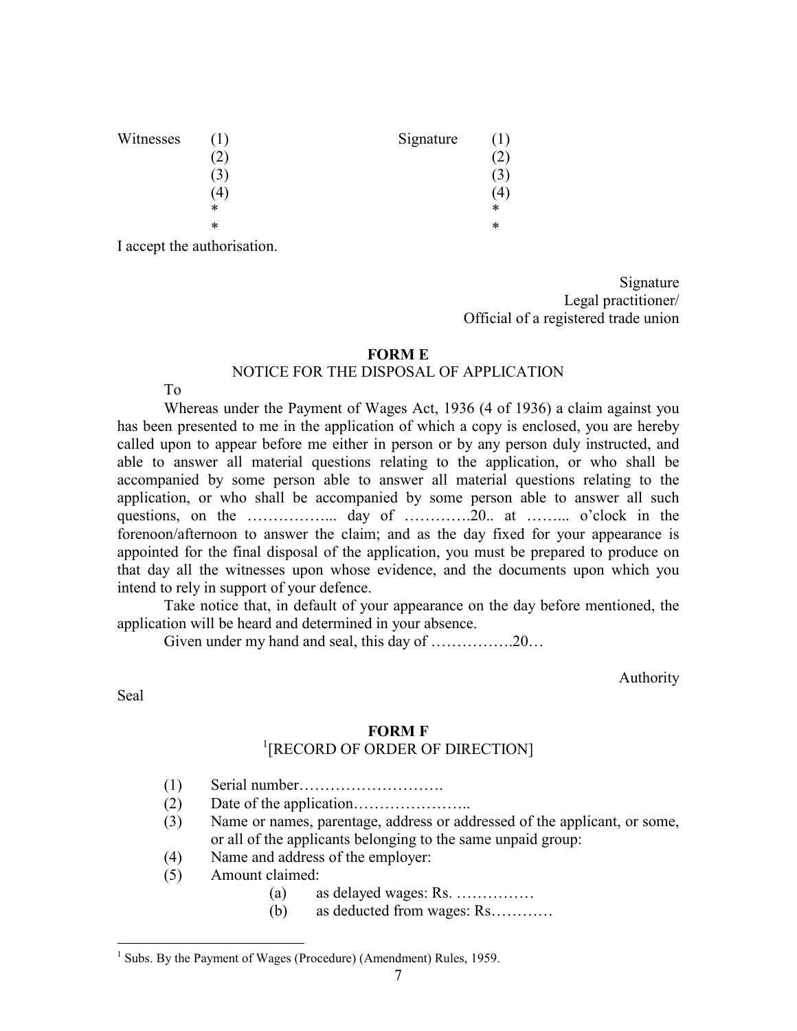| Witnesses | | Signature | |
|---|---|---|---|
| | (1) | | (1) |
| | (2) | | (2) |
| | (3) | | (3) |
| | (4) | | (4) |
| | * | | * |
| | * | | * |

I accept the authorisation.

Signature
Legal practitioner/
Official of a registered trade union

## FORM E

### NOTICE FOR THE DISPOSAL OF APPLICATION

To

Whereas under the Payment of Wages Act, 1936 (4 of 1936) a claim against you has been presented to me in the application of which a copy is enclosed, you are hereby called upon to appear before me either in person or by any person duly instructed, and able to answer all material questions relating to the application, or who shall be accompanied by some person able to answer all material questions relating to the application, or who shall be accompanied by some person able to answer all such questions, on the ……………... day of …………20.. at ……... o'clock in the forenoon/afternoon to answer the claim; and as the day fixed for your appearance is appointed for the final disposal of the application, you must be prepared to produce on that day all the witnesses upon whose evidence, and the documents upon which you intend to rely in support of your defence.

Take notice that, in default of your appearance on the day before mentioned, the application will be heard and determined in your absence.

Given under my hand and seal, this day of …………….20…

Authority

Seal

## FORM F

### [1][RECORD OF ORDER OF DIRECTION]

(1) Serial number……………………….

(2) Date of the application…………………..

(3) Name or names, parentage, address or addressed of the applicant, or some, or all of the applicants belonging to the same unpaid group:

(4) Name and address of the employer:

(5) Amount claimed:

   (a) as delayed wages: Rs. ……………

   (b) as deducted from wages: Rs…………

---

[1] Subs. By the Payment of Wages (Procedure) (Amendment) Rules, 1959.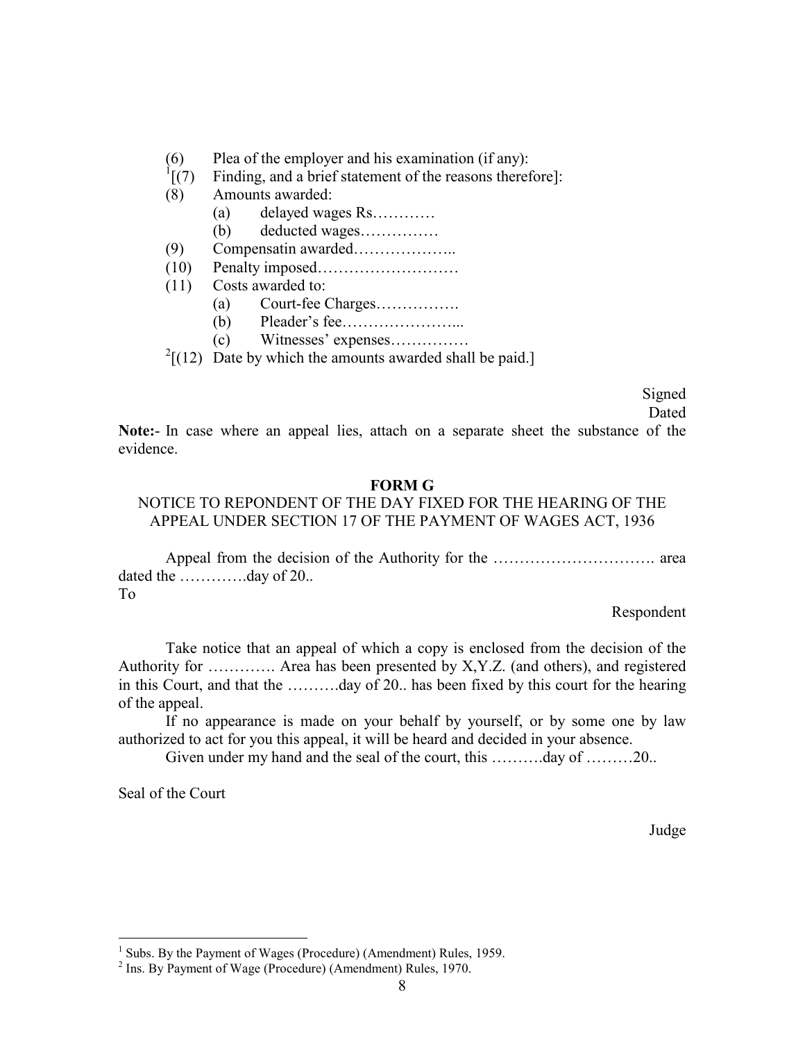(6) Plea of the employer and his examination (if any):

[1][(7) Finding, and a brief statement of the reasons therefore]:

(8) Amounts awarded:
   - (a) delayed wages Rs…………
   - (b) deducted wages……………

(9) Compensatin awarded………………..

(10) Penalty imposed………………………

(11) Costs awarded to:
   - (a) Court-fee Charges…………….
   - (b) Pleader's fee…………………...
   - (c) Witnesses' expenses……………

[2][(12) Date by which the amounts awarded shall be paid.]

Signed

Dated

**Note:**- In case where an appeal lies, attach on a separate sheet the substance of the evidence.

## FORM G

NOTICE TO REPONDENT OF THE DAY FIXED FOR THE HEARING OF THE APPEAL UNDER SECTION 17 OF THE PAYMENT OF WAGES ACT, 1936

Appeal from the decision of the Authority for the …………………………. area dated the …………day of 20..

To

Respondent

Take notice that an appeal of which a copy is enclosed from the decision of the Authority for …………. Area has been presented by X,Y.Z. (and others), and registered in this Court, and that the ……….day of 20.. has been fixed by this court for the hearing of the appeal.

If no appearance is made on your behalf by yourself, or by some one by law authorized to act for you this appeal, it will be heard and decided in your absence.

Given under my hand and the seal of the court, this ……….day of ………20..

Seal of the Court

Judge

---

[1] Subs. By the Payment of Wages (Procedure) (Amendment) Rules, 1959.

[2] Ins. By Payment of Wage (Procedure) (Amendment) Rules, 1970.